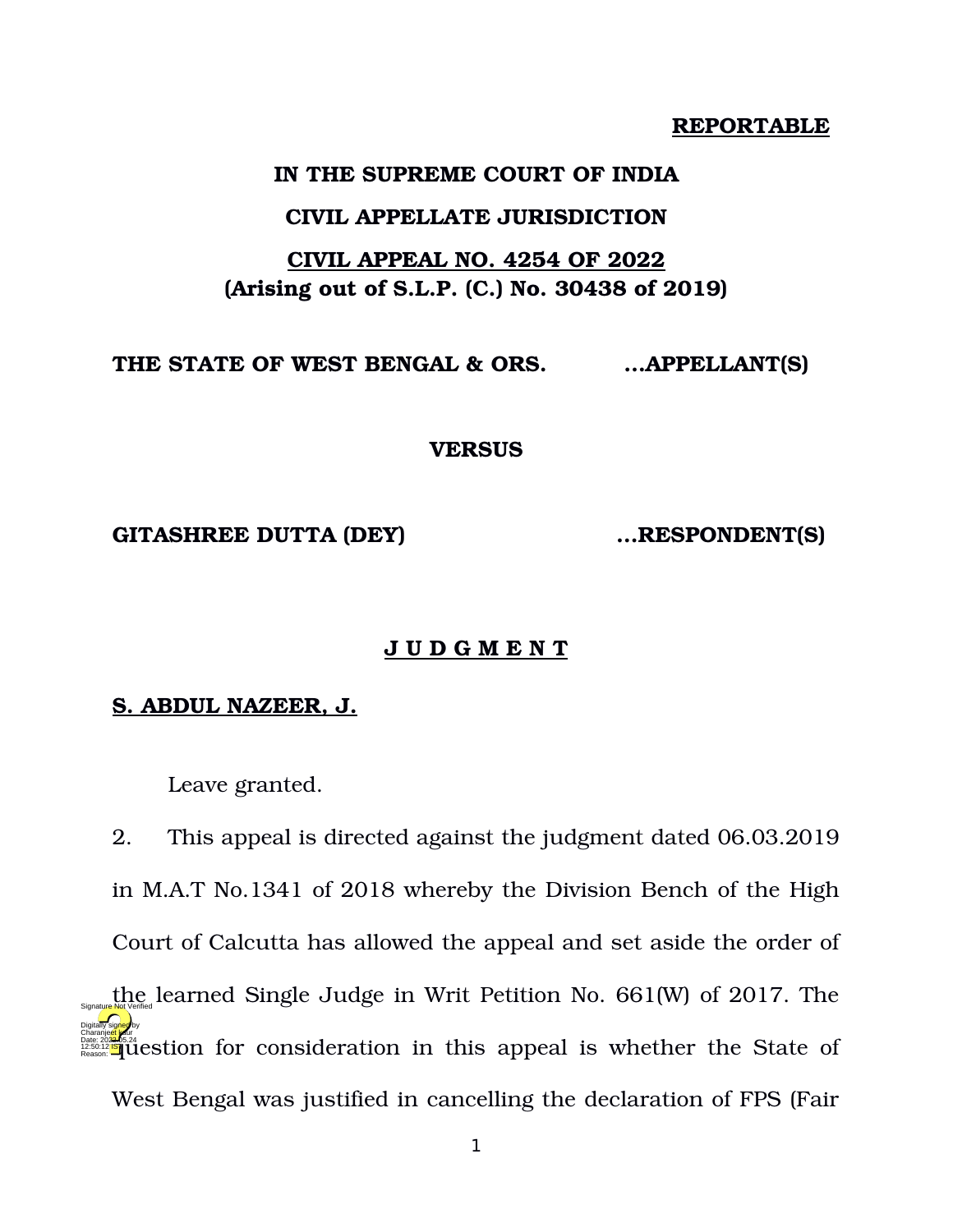**REPORTABLE**

**IN THE SUPREME COURT OF INDIA**

**CIVIL APPELLATE JURISDICTION**

**CIVIL APPEAL NO. 4254 OF 2022**
**(Arising out of S.L.P. (C.) No. 30438 of 2019)**

**THE STATE OF WEST BENGAL & ORS. ...APPELLANT(S)**

**VERSUS**

**GITASHREE DUTTA (DEY) ...RESPONDENT(S)**

**J U D G M E N T**

**S. ABDUL NAZEER, J.**

Leave granted.

2. This appeal is directed against the judgment dated 06.03.2019 in M.A.T No.1341 of 2018 whereby the Division Bench of the High Court of Calcutta has allowed the appeal and set aside the order of the learned Single Judge in Writ Petition No. 661(W) of 2017. The question for consideration in this appeal is whether the State of West Bengal was justified in cancelling the declaration of FPS (Fair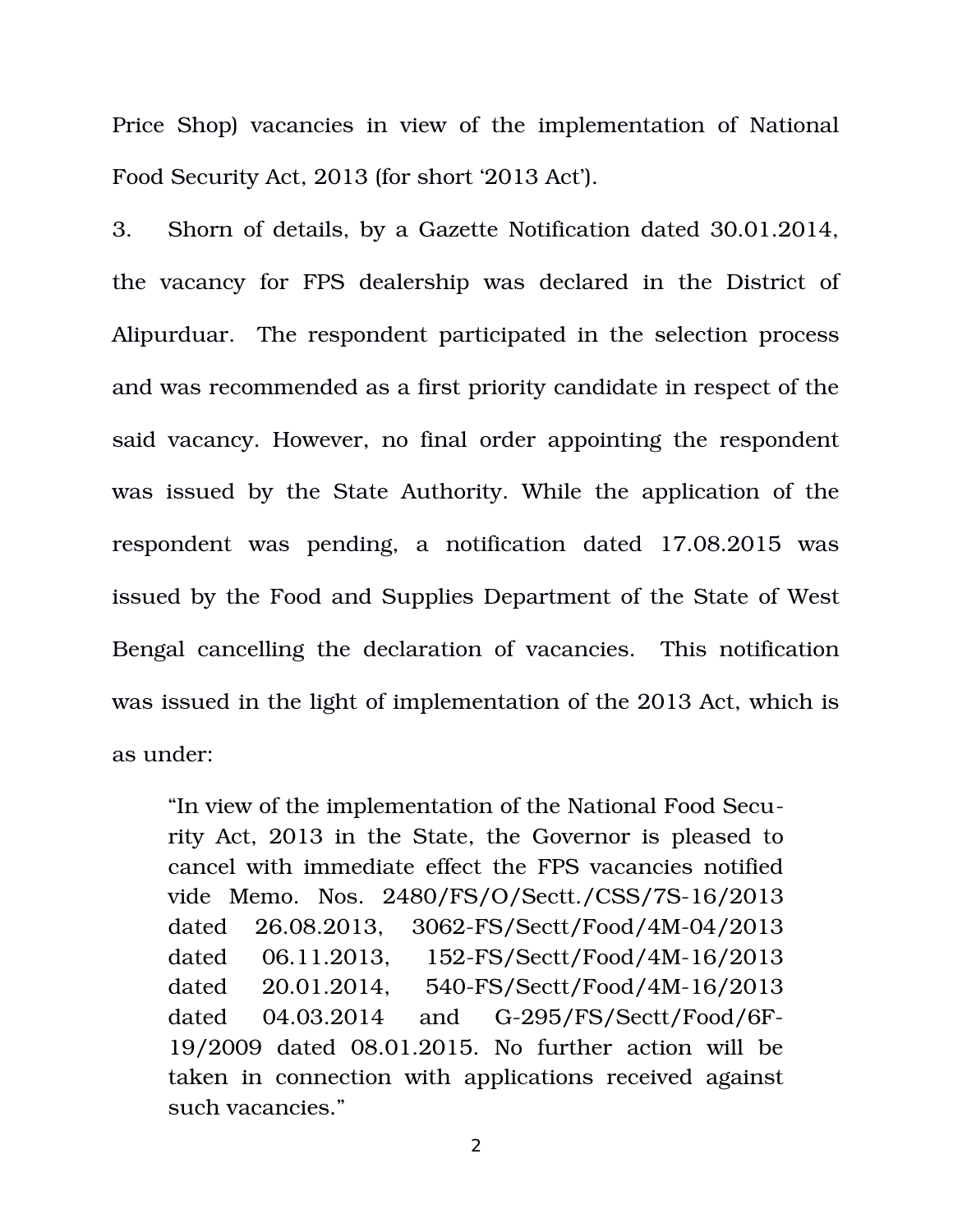Price Shop) vacancies in view of the implementation of National Food Security Act, 2013 (for short '2013 Act').

3. Shorn of details, by a Gazette Notification dated 30.01.2014, the vacancy for FPS dealership was declared in the District of Alipurduar. The respondent participated in the selection process and was recommended as a first priority candidate in respect of the said vacancy. However, no final order appointing the respondent was issued by the State Authority. While the application of the respondent was pending, a notification dated 17.08.2015 was issued by the Food and Supplies Department of the State of West Bengal cancelling the declaration of vacancies. This notification was issued in the light of implementation of the 2013 Act, which is as under:

> "In view of the implementation of the National Food Security Act, 2013 in the State, the Governor is pleased to cancel with immediate effect the FPS vacancies notified vide Memo. Nos. 2480/FS/O/Sectt./CSS/7S-16/2013 dated 26.08.2013, 3062-FS/Sectt/Food/4M-04/2013 dated 06.11.2013, 152-FS/Sectt/Food/4M-16/2013 dated 20.01.2014, 540-FS/Sectt/Food/4M-16/2013 dated 04.03.2014 and G-295/FS/Sectt/Food/6F-19/2009 dated 08.01.2015. No further action will be taken in connection with applications received against such vacancies."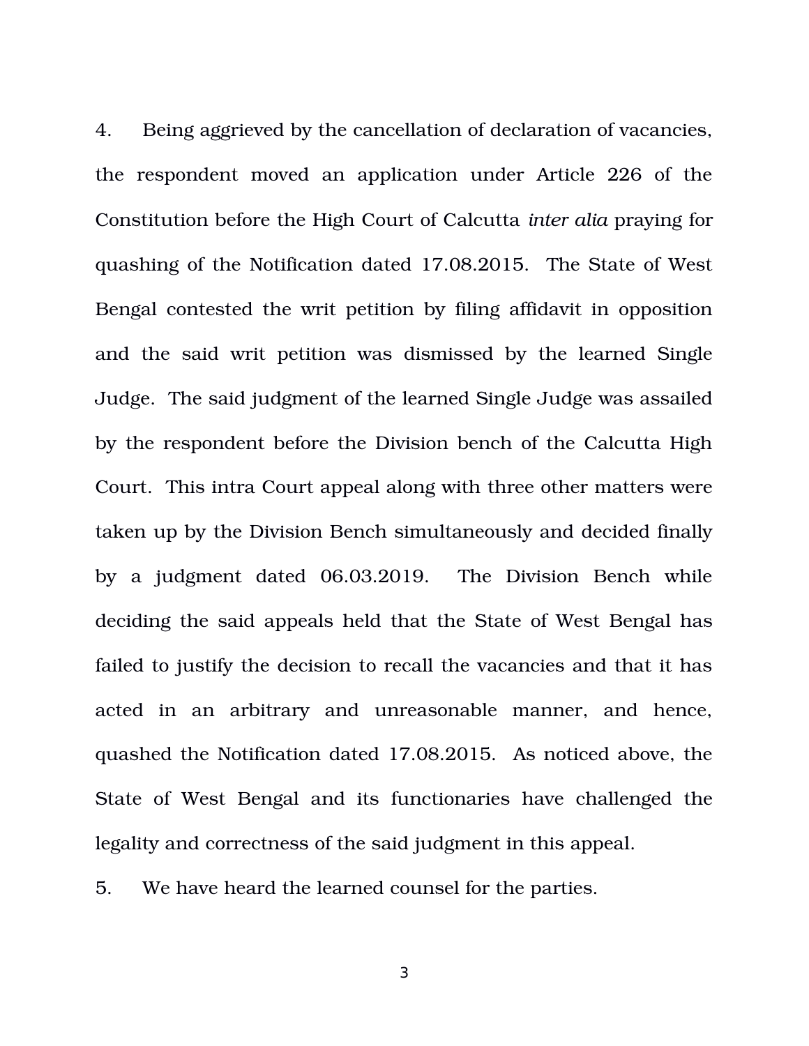4. Being aggrieved by the cancellation of declaration of vacancies, the respondent moved an application under Article 226 of the Constitution before the High Court of Calcutta *inter alia* praying for quashing of the Notification dated 17.08.2015. The State of West Bengal contested the writ petition by filing affidavit in opposition and the said writ petition was dismissed by the learned Single Judge. The said judgment of the learned Single Judge was assailed by the respondent before the Division bench of the Calcutta High Court. This intra Court appeal along with three other matters were taken up by the Division Bench simultaneously and decided finally by a judgment dated 06.03.2019. The Division Bench while deciding the said appeals held that the State of West Bengal has failed to justify the decision to recall the vacancies and that it has acted in an arbitrary and unreasonable manner, and hence, quashed the Notification dated 17.08.2015. As noticed above, the State of West Bengal and its functionaries have challenged the legality and correctness of the said judgment in this appeal.

5. We have heard the learned counsel for the parties.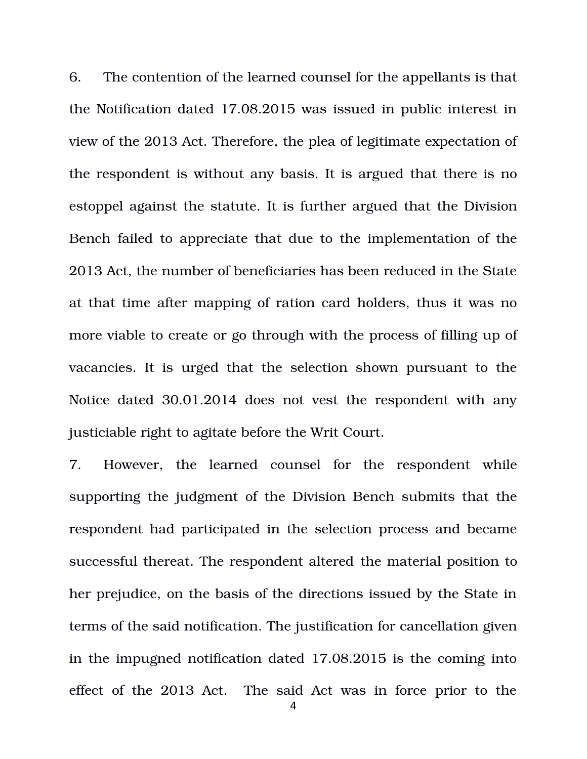6. The contention of the learned counsel for the appellants is that the Notification dated 17.08.2015 was issued in public interest in view of the 2013 Act. Therefore, the plea of legitimate expectation of the respondent is without any basis. It is argued that there is no estoppel against the statute. It is further argued that the Division Bench failed to appreciate that due to the implementation of the 2013 Act, the number of beneficiaries has been reduced in the State at that time after mapping of ration card holders, thus it was no more viable to create or go through with the process of filling up of vacancies. It is urged that the selection shown pursuant to the Notice dated 30.01.2014 does not vest the respondent with any justiciable right to agitate before the Writ Court.

7. However, the learned counsel for the respondent while supporting the judgment of the Division Bench submits that the respondent had participated in the selection process and became successful thereat. The respondent altered the material position to her prejudice, on the basis of the directions issued by the State in terms of the said notification. The justification for cancellation given in the impugned notification dated 17.08.2015 is the coming into effect of the 2013 Act. The said Act was in force prior to the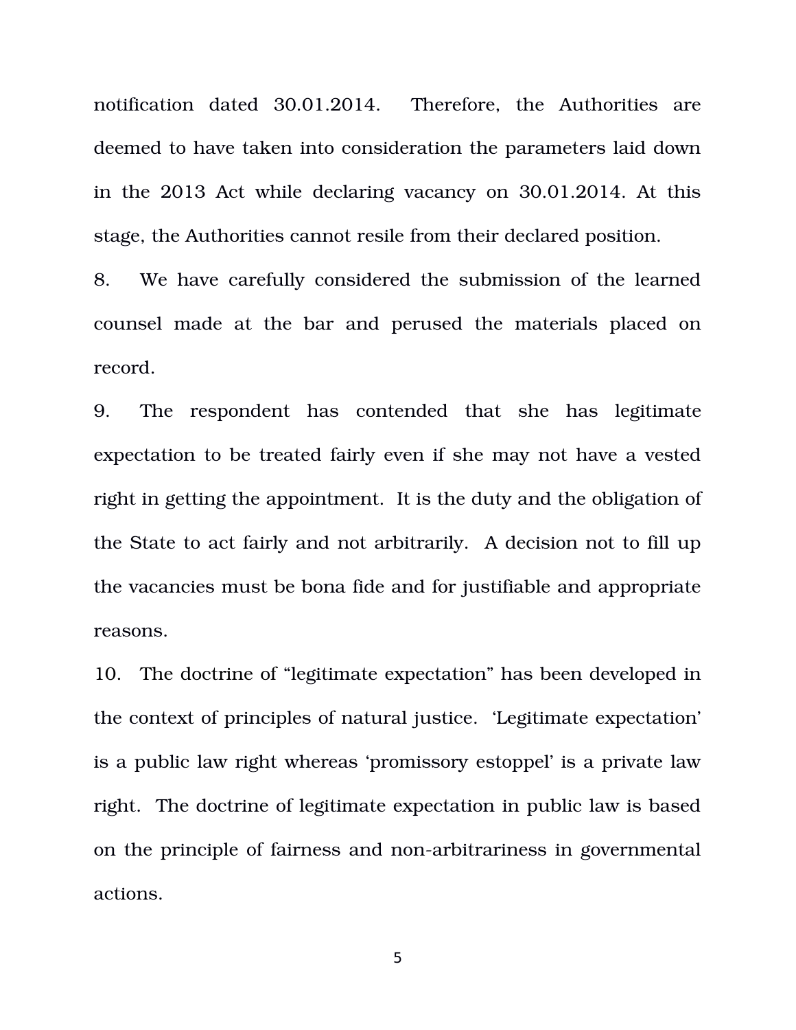notification dated 30.01.2014. Therefore, the Authorities are deemed to have taken into consideration the parameters laid down in the 2013 Act while declaring vacancy on 30.01.2014. At this stage, the Authorities cannot resile from their declared position.

8. We have carefully considered the submission of the learned counsel made at the bar and perused the materials placed on record.

9. The respondent has contended that she has legitimate expectation to be treated fairly even if she may not have a vested right in getting the appointment. It is the duty and the obligation of the State to act fairly and not arbitrarily. A decision not to fill up the vacancies must be bona fide and for justifiable and appropriate reasons.

10. The doctrine of "legitimate expectation" has been developed in the context of principles of natural justice. 'Legitimate expectation' is a public law right whereas 'promissory estoppel' is a private law right. The doctrine of legitimate expectation in public law is based on the principle of fairness and non-arbitrariness in governmental actions.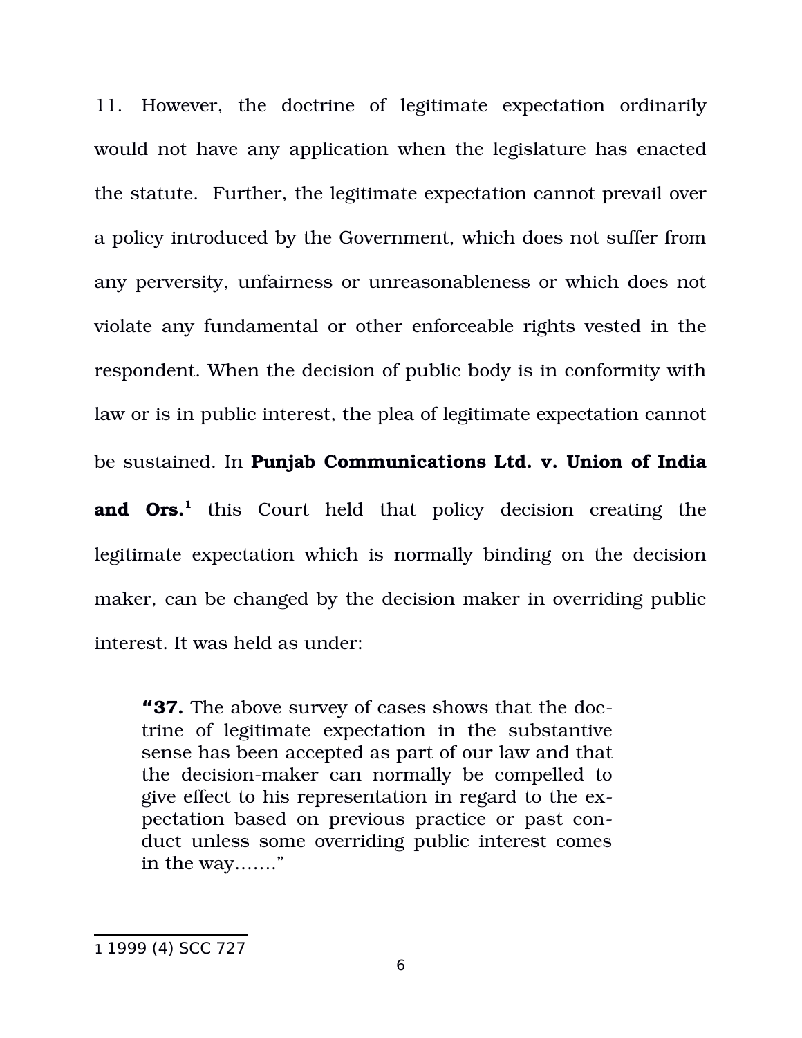11. However, the doctrine of legitimate expectation ordinarily would not have any application when the legislature has enacted the statute. Further, the legitimate expectation cannot prevail over a policy introduced by the Government, which does not suffer from any perversity, unfairness or unreasonableness or which does not violate any fundamental or other enforceable rights vested in the respondent. When the decision of public body is in conformity with law or is in public interest, the plea of legitimate expectation cannot be sustained. In **Punjab Communications Ltd. v. Union of India and Ors.**[1] this Court held that policy decision creating the legitimate expectation which is normally binding on the decision maker, can be changed by the decision maker in overriding public interest. It was held as under:

> "**37.** The above survey of cases shows that the doctrine of legitimate expectation in the substantive sense has been accepted as part of our law and that the decision-maker can normally be compelled to give effect to his representation in regard to the expectation based on previous practice or past conduct unless some overriding public interest comes in the way……."

---

1 1999 (4) SCC 727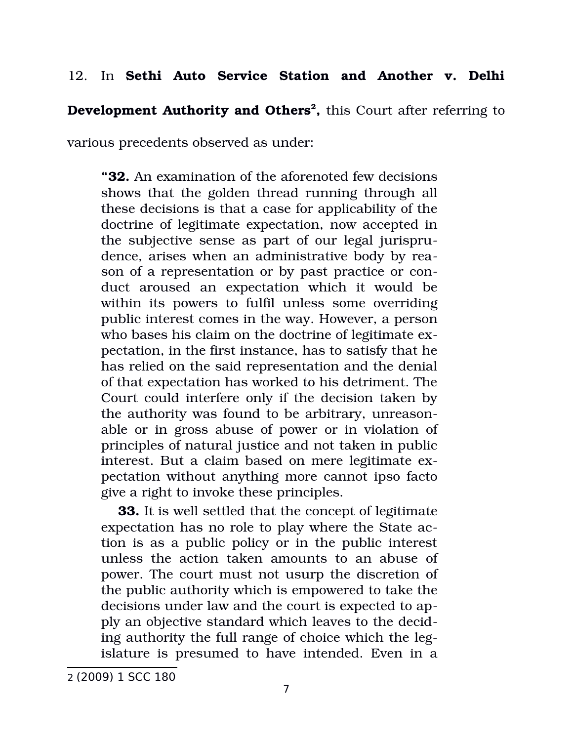12. In **Sethi Auto Service Station and Another v. Delhi Development Authority and Others**[2], this Court after referring to various precedents observed as under:

> "**32.** An examination of the aforenoted few decisions shows that the golden thread running through all these decisions is that a case for applicability of the doctrine of legitimate expectation, now accepted in the subjective sense as part of our legal jurisprudence, arises when an administrative body by reason of a representation or by past practice or conduct aroused an expectation which it would be within its powers to fulfil unless some overriding public interest comes in the way. However, a person who bases his claim on the doctrine of legitimate expectation, in the first instance, has to satisfy that he has relied on the said representation and the denial of that expectation has worked to his detriment. The Court could interfere only if the decision taken by the authority was found to be arbitrary, unreasonable or in gross abuse of power or in violation of principles of natural justice and not taken in public interest. But a claim based on mere legitimate expectation without anything more cannot ipso facto give a right to invoke these principles.
>
> **33.** It is well settled that the concept of legitimate expectation has no role to play where the State action is as a public policy or in the public interest unless the action taken amounts to an abuse of power. The court must not usurp the discretion of the public authority which is empowered to take the decisions under law and the court is expected to apply an objective standard which leaves to the deciding authority the full range of choice which the legislature is presumed to have intended. Even in a

---

[2] (2009) 1 SCC 180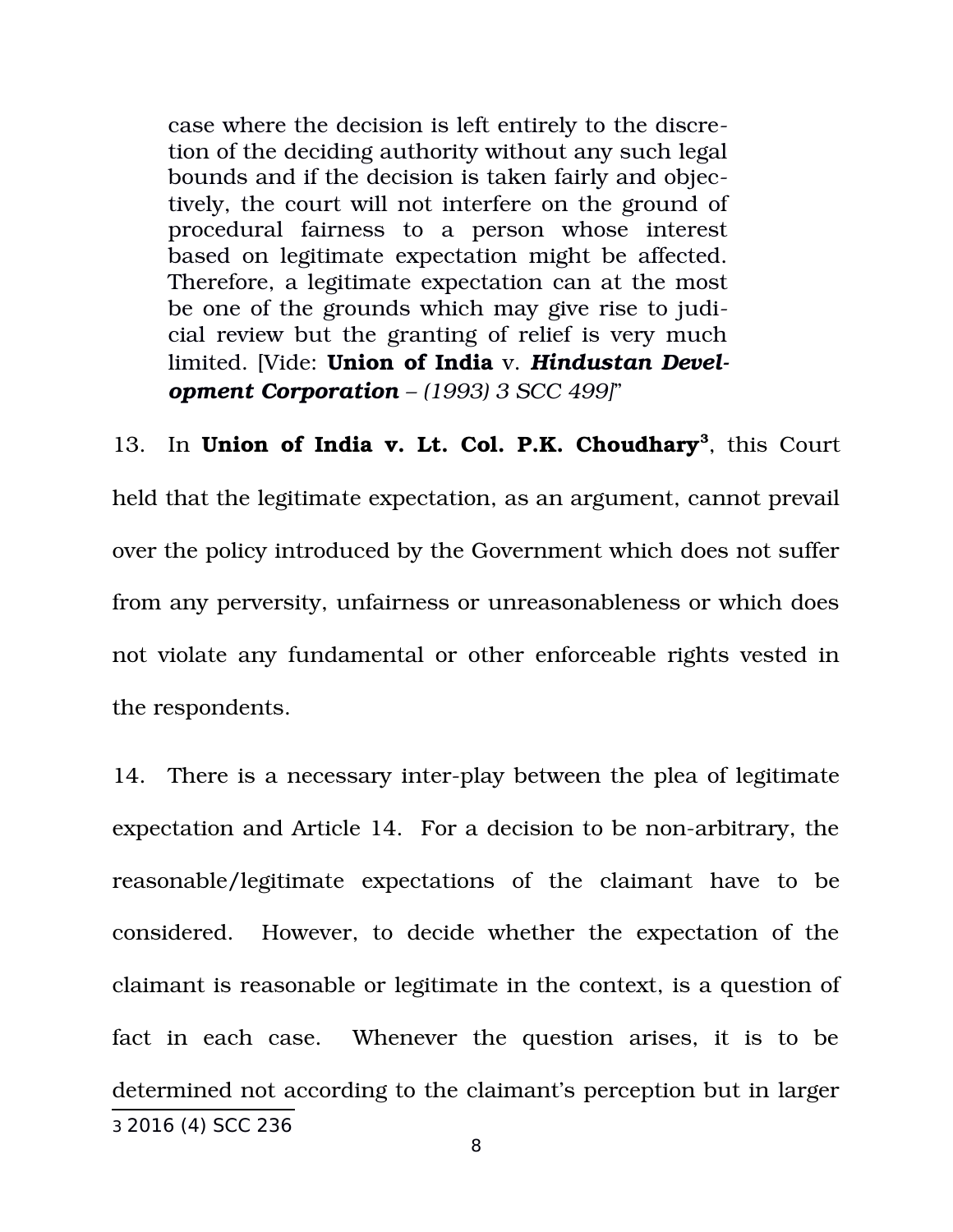> case where the decision is left entirely to the discretion of the deciding authority without any such legal bounds and if the decision is taken fairly and objectively, the court will not interfere on the ground of procedural fairness to a person whose interest based on legitimate expectation might be affected. Therefore, a legitimate expectation can at the most be one of the grounds which may give rise to judicial review but the granting of relief is very much limited. [Vide: **Union of India** v. ***Hindustan Development Corporation*** *– (1993) 3 SCC 499]*"

13. In **Union of India v. Lt. Col. P.K. Choudhary**[3], this Court held that the legitimate expectation, as an argument, cannot prevail over the policy introduced by the Government which does not suffer from any perversity, unfairness or unreasonableness or which does not violate any fundamental or other enforceable rights vested in the respondents.

14. There is a necessary inter-play between the plea of legitimate expectation and Article 14. For a decision to be non-arbitrary, the reasonable/legitimate expectations of the claimant have to be considered. However, to decide whether the expectation of the claimant is reasonable or legitimate in the context, is a question of fact in each case. Whenever the question arises, it is to be determined not according to the claimant's perception but in larger

---

3 2016 (4) SCC 236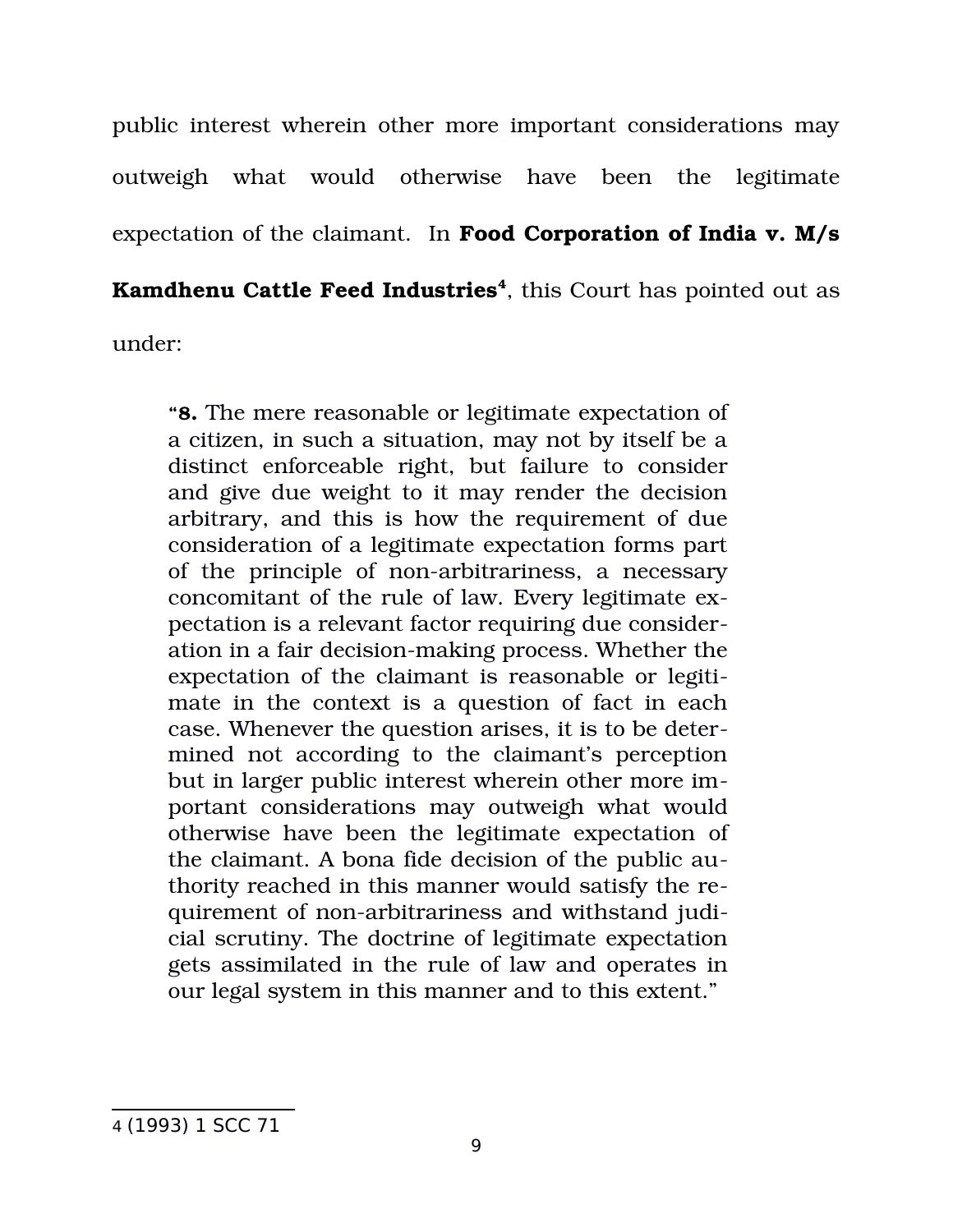public interest wherein other more important considerations may outweigh what would otherwise have been the legitimate expectation of the claimant. In **Food Corporation of India v. M/s Kamdhenu Cattle Feed Industries**[4], this Court has pointed out as under:

> "**8.** The mere reasonable or legitimate expectation of a citizen, in such a situation, may not by itself be a distinct enforceable right, but failure to consider and give due weight to it may render the decision arbitrary, and this is how the requirement of due consideration of a legitimate expectation forms part of the principle of non-arbitrariness, a necessary concomitant of the rule of law. Every legitimate expectation is a relevant factor requiring due consideration in a fair decision-making process. Whether the expectation of the claimant is reasonable or legitimate in the context is a question of fact in each case. Whenever the question arises, it is to be determined not according to the claimant's perception but in larger public interest wherein other more important considerations may outweigh what would otherwise have been the legitimate expectation of the claimant. A bona fide decision of the public authority reached in this manner would satisfy the requirement of non-arbitrariness and withstand judicial scrutiny. The doctrine of legitimate expectation gets assimilated in the rule of law and operates in our legal system in this manner and to this extent."

---

4 (1993) 1 SCC 71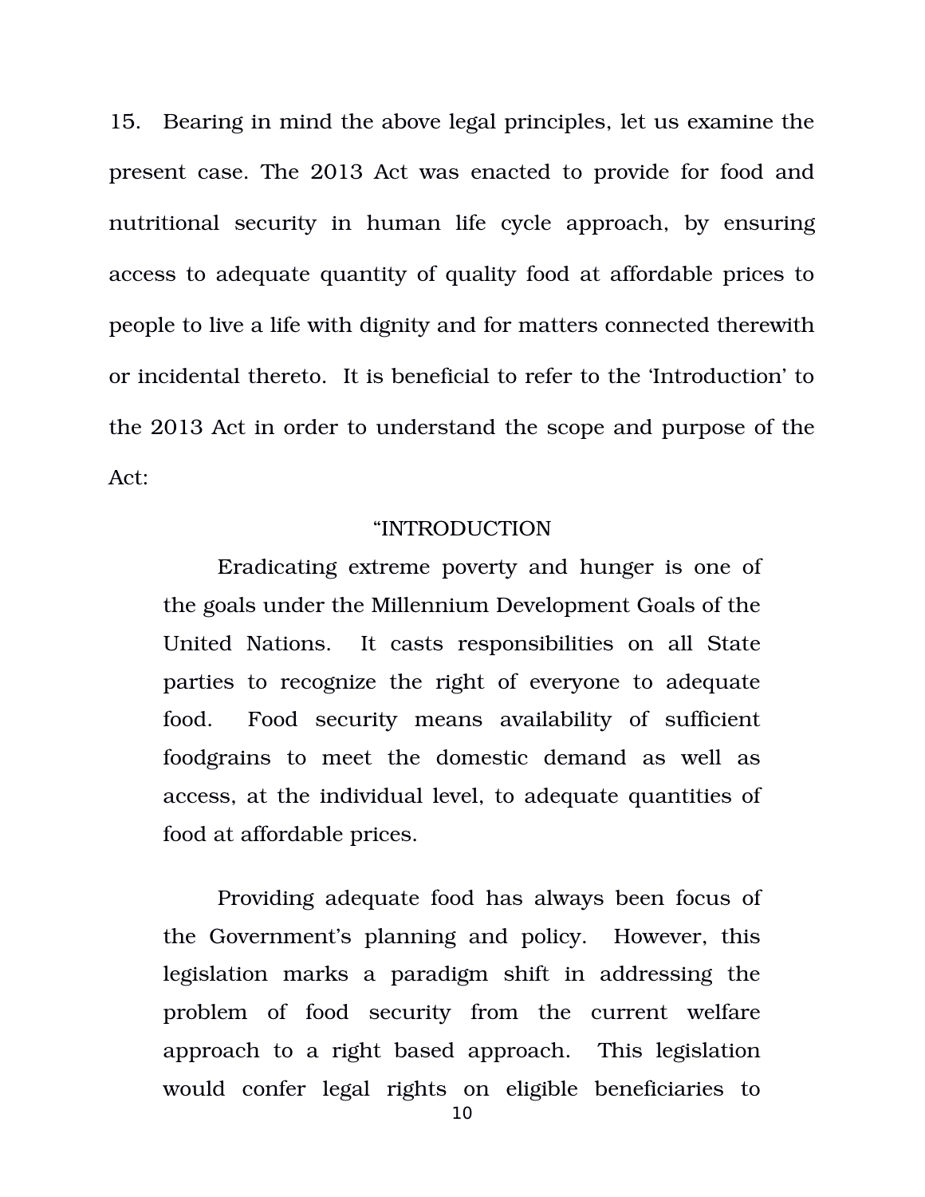15. Bearing in mind the above legal principles, let us examine the present case. The 2013 Act was enacted to provide for food and nutritional security in human life cycle approach, by ensuring access to adequate quantity of quality food at affordable prices to people to live a life with dignity and for matters connected therewith or incidental thereto. It is beneficial to refer to the 'Introduction' to the 2013 Act in order to understand the scope and purpose of the Act:

> "INTRODUCTION
>
> Eradicating extreme poverty and hunger is one of the goals under the Millennium Development Goals of the United Nations. It casts responsibilities on all State parties to recognize the right of everyone to adequate food. Food security means availability of sufficient foodgrains to meet the domestic demand as well as access, at the individual level, to adequate quantities of food at affordable prices.
>
> Providing adequate food has always been focus of the Government's planning and policy. However, this legislation marks a paradigm shift in addressing the problem of food security from the current welfare approach to a right based approach. This legislation would confer legal rights on eligible beneficiaries to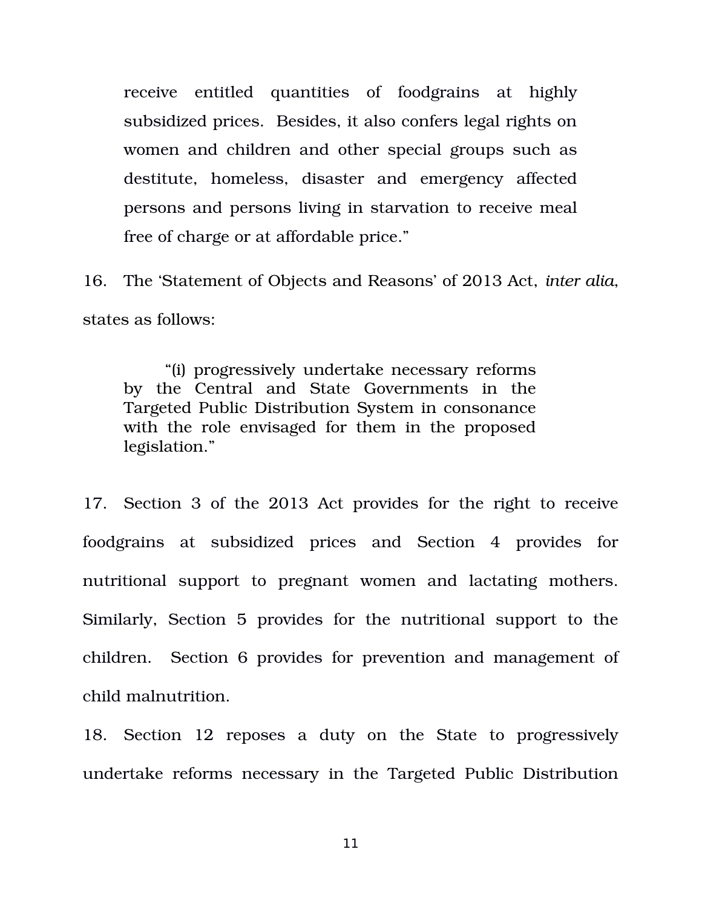> receive entitled quantities of foodgrains at highly subsidized prices. Besides, it also confers legal rights on women and children and other special groups such as destitute, homeless, disaster and emergency affected persons and persons living in starvation to receive meal free of charge or at affordable price."

16. The 'Statement of Objects and Reasons' of 2013 Act, *inter alia*, states as follows:

> "(i) progressively undertake necessary reforms by the Central and State Governments in the Targeted Public Distribution System in consonance with the role envisaged for them in the proposed legislation."

17. Section 3 of the 2013 Act provides for the right to receive foodgrains at subsidized prices and Section 4 provides for nutritional support to pregnant women and lactating mothers. Similarly, Section 5 provides for the nutritional support to the children. Section 6 provides for prevention and management of child malnutrition.

18. Section 12 reposes a duty on the State to progressively undertake reforms necessary in the Targeted Public Distribution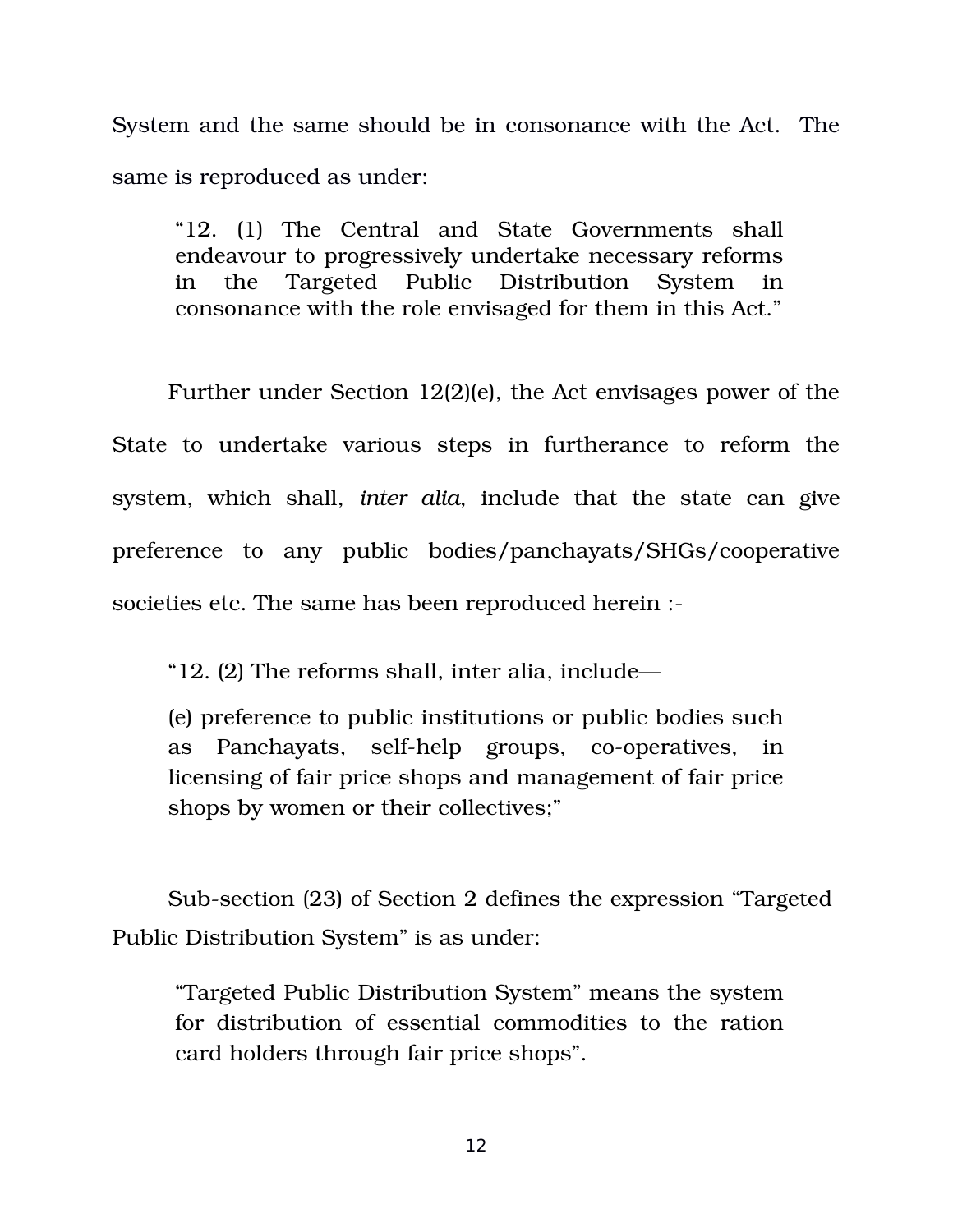System and the same should be in consonance with the Act. The same is reproduced as under:

> "12. (1) The Central and State Governments shall endeavour to progressively undertake necessary reforms in the Targeted Public Distribution System in consonance with the role envisaged for them in this Act."

Further under Section 12(2)(e), the Act envisages power of the State to undertake various steps in furtherance to reform the system, which shall, *inter alia*, include that the state can give preference to any public bodies/panchayats/SHGs/cooperative societies etc. The same has been reproduced herein :-

> "12. (2) The reforms shall, inter alia, include—
>
> (e) preference to public institutions or public bodies such as Panchayats, self-help groups, co-operatives, in licensing of fair price shops and management of fair price shops by women or their collectives;"

Sub-section (23) of Section 2 defines the expression "Targeted Public Distribution System" is as under:

> "Targeted Public Distribution System" means the system for distribution of essential commodities to the ration card holders through fair price shops".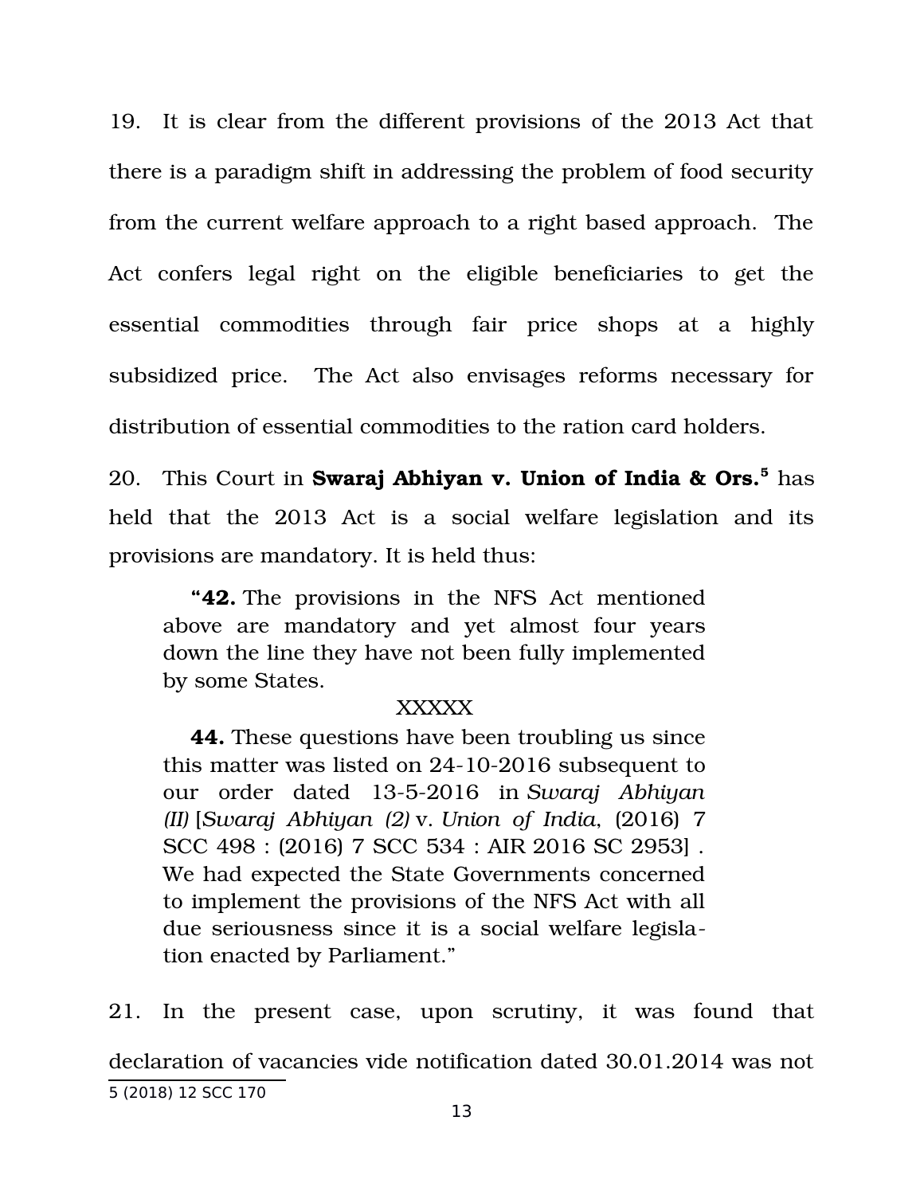19. It is clear from the different provisions of the 2013 Act that there is a paradigm shift in addressing the problem of food security from the current welfare approach to a right based approach. The Act confers legal right on the eligible beneficiaries to get the essential commodities through fair price shops at a highly subsidized price. The Act also envisages reforms necessary for distribution of essential commodities to the ration card holders.

20. This Court in **Swaraj Abhiyan v. Union of India & Ors.**[5] has held that the 2013 Act is a social welfare legislation and its provisions are mandatory. It is held thus:

> "**42.** The provisions in the NFS Act mentioned above are mandatory and yet almost four years down the line they have not been fully implemented by some States.
>
> XXXXX
>
> **44.** These questions have been troubling us since this matter was listed on 24-10-2016 subsequent to our order dated 13-5-2016 in *Swaraj Abhiyan (II)* [*Swaraj Abhiyan (2)* v. *Union of India*, (2016) 7 SCC 498 : (2016) 7 SCC 534 : AIR 2016 SC 2953] . We had expected the State Governments concerned to implement the provisions of the NFS Act with all due seriousness since it is a social welfare legislation enacted by Parliament."

21. In the present case, upon scrutiny, it was found that declaration of vacancies vide notification dated 30.01.2014 was not

---

5 (2018) 12 SCC 170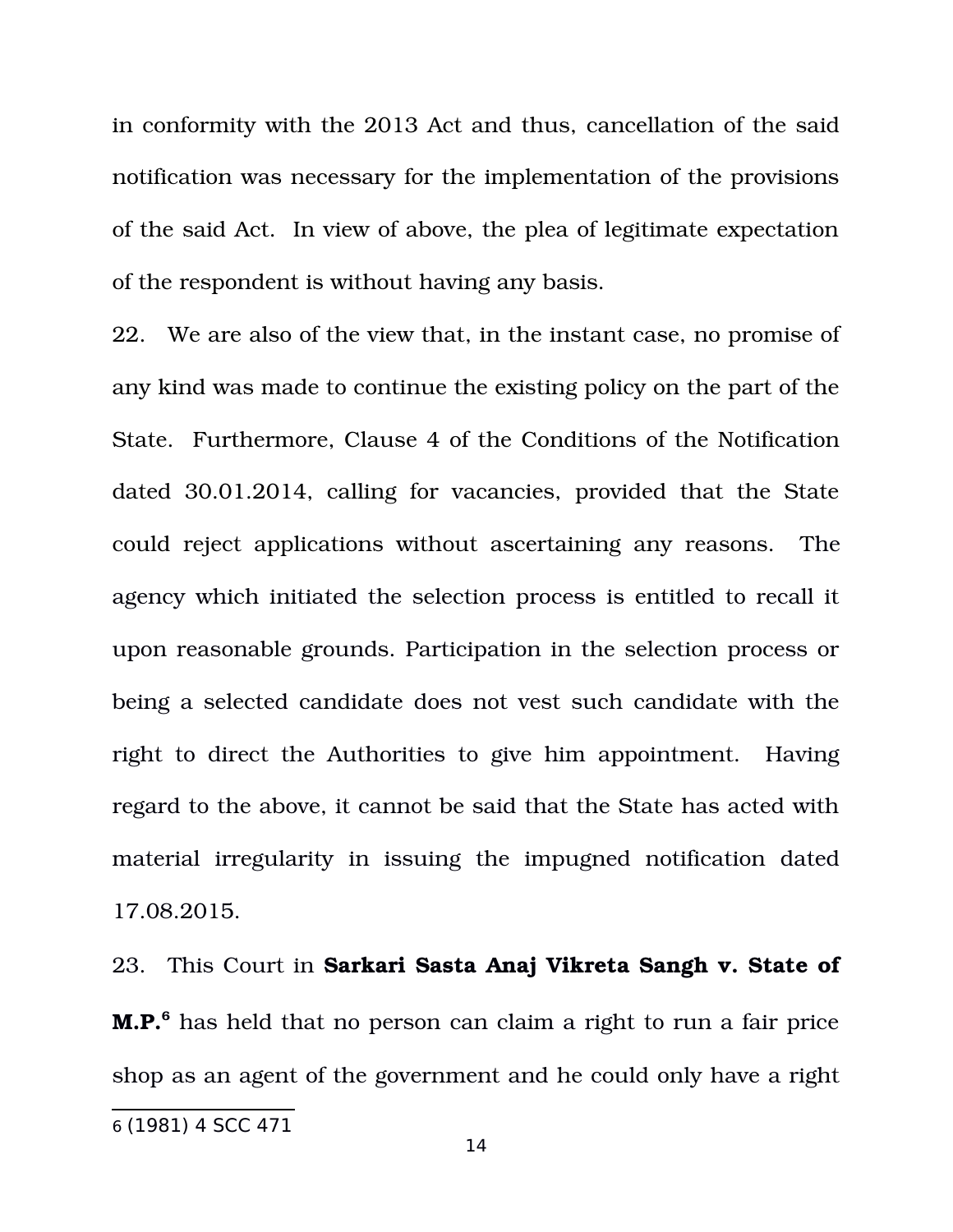in conformity with the 2013 Act and thus, cancellation of the said notification was necessary for the implementation of the provisions of the said Act. In view of above, the plea of legitimate expectation of the respondent is without having any basis.

22. We are also of the view that, in the instant case, no promise of any kind was made to continue the existing policy on the part of the State. Furthermore, Clause 4 of the Conditions of the Notification dated 30.01.2014, calling for vacancies, provided that the State could reject applications without ascertaining any reasons. The agency which initiated the selection process is entitled to recall it upon reasonable grounds. Participation in the selection process or being a selected candidate does not vest such candidate with the right to direct the Authorities to give him appointment. Having regard to the above, it cannot be said that the State has acted with material irregularity in issuing the impugned notification dated 17.08.2015.

23. This Court in **Sarkari Sasta Anaj Vikreta Sangh v. State of M.P.**[6] has held that no person can claim a right to run a fair price shop as an agent of the government and he could only have a right

---

6 (1981) 4 SCC 471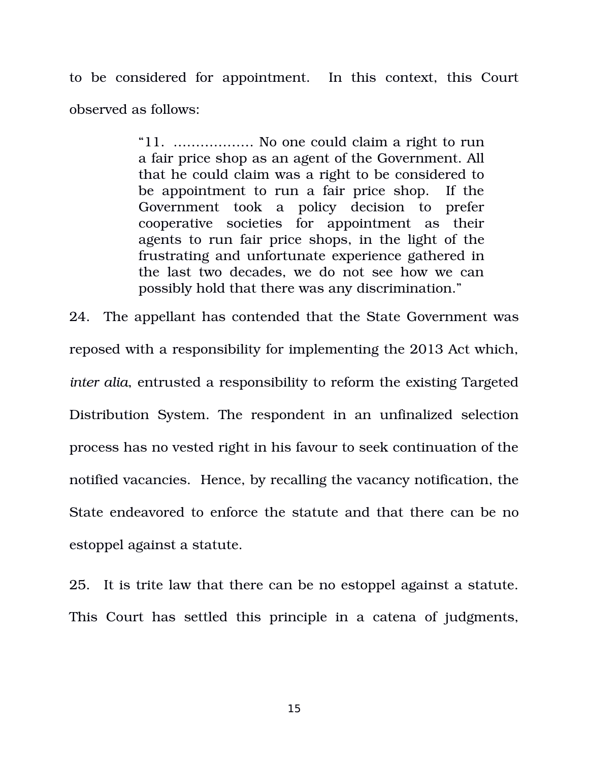to be considered for appointment. In this context, this Court observed as follows:

> "11. ……………… No one could claim a right to run a fair price shop as an agent of the Government. All that he could claim was a right to be considered to be appointment to run a fair price shop. If the Government took a policy decision to prefer cooperative societies for appointment as their agents to run fair price shops, in the light of the frustrating and unfortunate experience gathered in the last two decades, we do not see how we can possibly hold that there was any discrimination."

24. The appellant has contended that the State Government was reposed with a responsibility for implementing the 2013 Act which, *inter alia*, entrusted a responsibility to reform the existing Targeted Distribution System. The respondent in an unfinalized selection process has no vested right in his favour to seek continuation of the notified vacancies. Hence, by recalling the vacancy notification, the State endeavored to enforce the statute and that there can be no estoppel against a statute.

25. It is trite law that there can be no estoppel against a statute. This Court has settled this principle in a catena of judgments,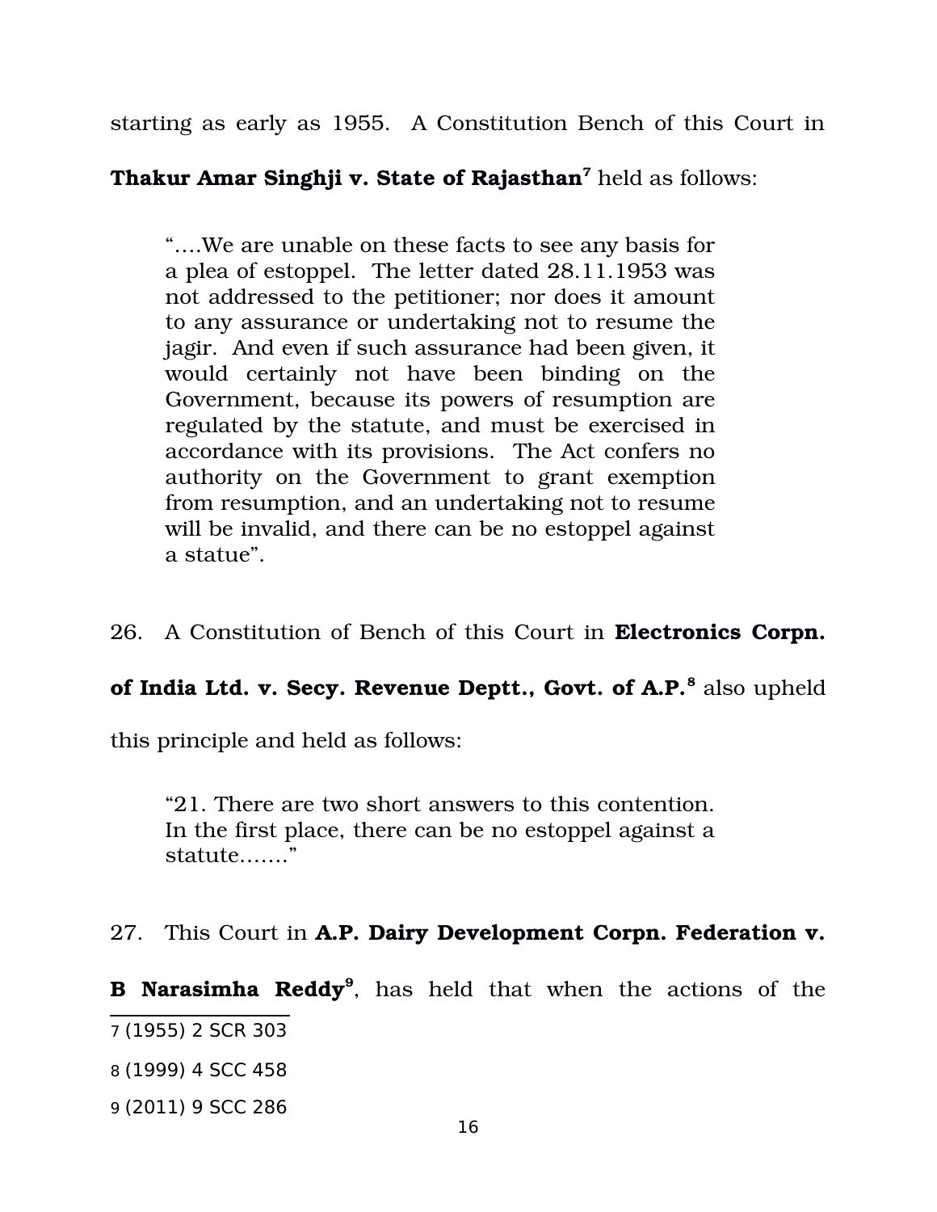starting as early as 1955. A Constitution Bench of this Court in **Thakur Amar Singhji v. State of Rajasthan**[7] held as follows:

> "….We are unable on these facts to see any basis for a plea of estoppel. The letter dated 28.11.1953 was not addressed to the petitioner; nor does it amount to any assurance or undertaking not to resume the jagir. And even if such assurance had been given, it would certainly not have been binding on the Government, because its powers of resumption are regulated by the statute, and must be exercised in accordance with its provisions. The Act confers no authority on the Government to grant exemption from resumption, and an undertaking not to resume will be invalid, and there can be no estoppel against a statue".

26. A Constitution of Bench of this Court in **Electronics Corpn. of India Ltd. v. Secy. Revenue Deptt., Govt. of A.P.**[8] also upheld this principle and held as follows:

> "21. There are two short answers to this contention. In the first place, there can be no estoppel against a statute……."

27. This Court in **A.P. Dairy Development Corpn. Federation v. B Narasimha Reddy**[9], has held that when the actions of the

---

7 (1955) 2 SCR 303

8 (1999) 4 SCC 458

9 (2011) 9 SCC 286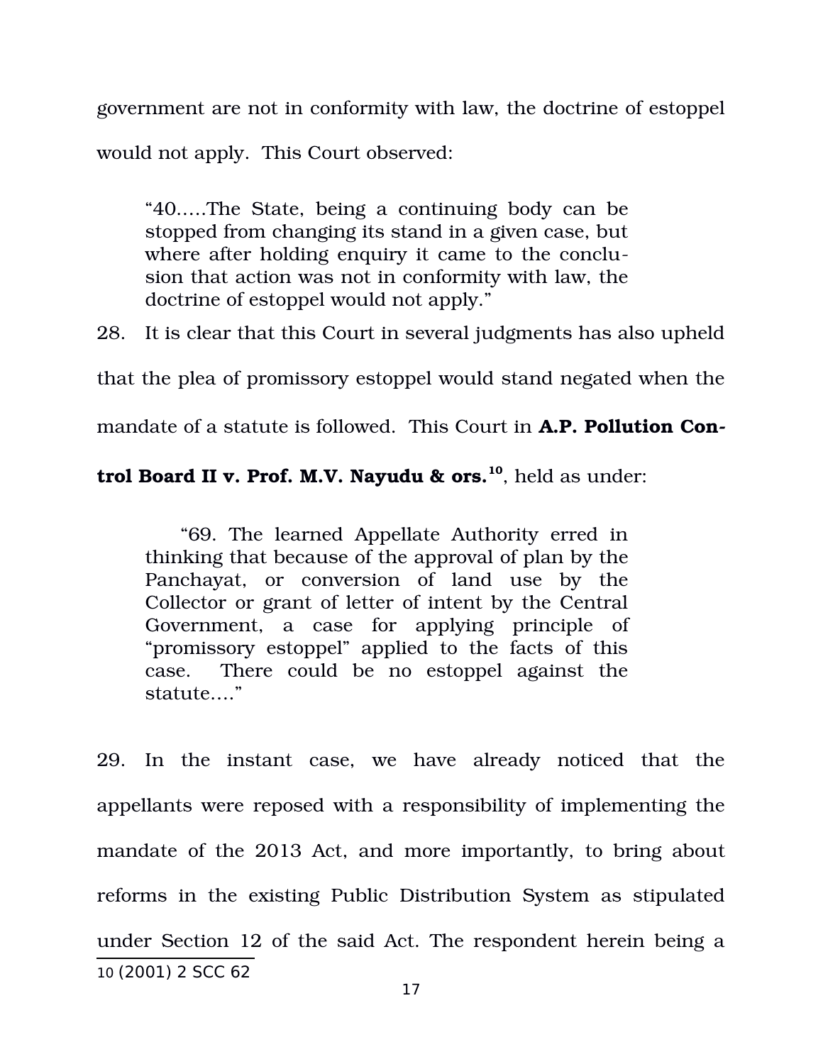government are not in conformity with law, the doctrine of estoppel would not apply. This Court observed:

> "40.....The State, being a continuing body can be stopped from changing its stand in a given case, but where after holding enquiry it came to the conclusion that action was not in conformity with law, the doctrine of estoppel would not apply."

28. It is clear that this Court in several judgments has also upheld that the plea of promissory estoppel would stand negated when the mandate of a statute is followed. This Court in **A.P. Pollution Control Board II v. Prof. M.V. Nayudu & ors.**[10], held as under:

> "69. The learned Appellate Authority erred in thinking that because of the approval of plan by the Panchayat, or conversion of land use by the Collector or grant of letter of intent by the Central Government, a case for applying principle of "promissory estoppel" applied to the facts of this case. There could be no estoppel against the statute...."

29. In the instant case, we have already noticed that the appellants were reposed with a responsibility of implementing the mandate of the 2013 Act, and more importantly, to bring about reforms in the existing Public Distribution System as stipulated under Section 12 of the said Act. The respondent herein being a

---

10 (2001) 2 SCC 62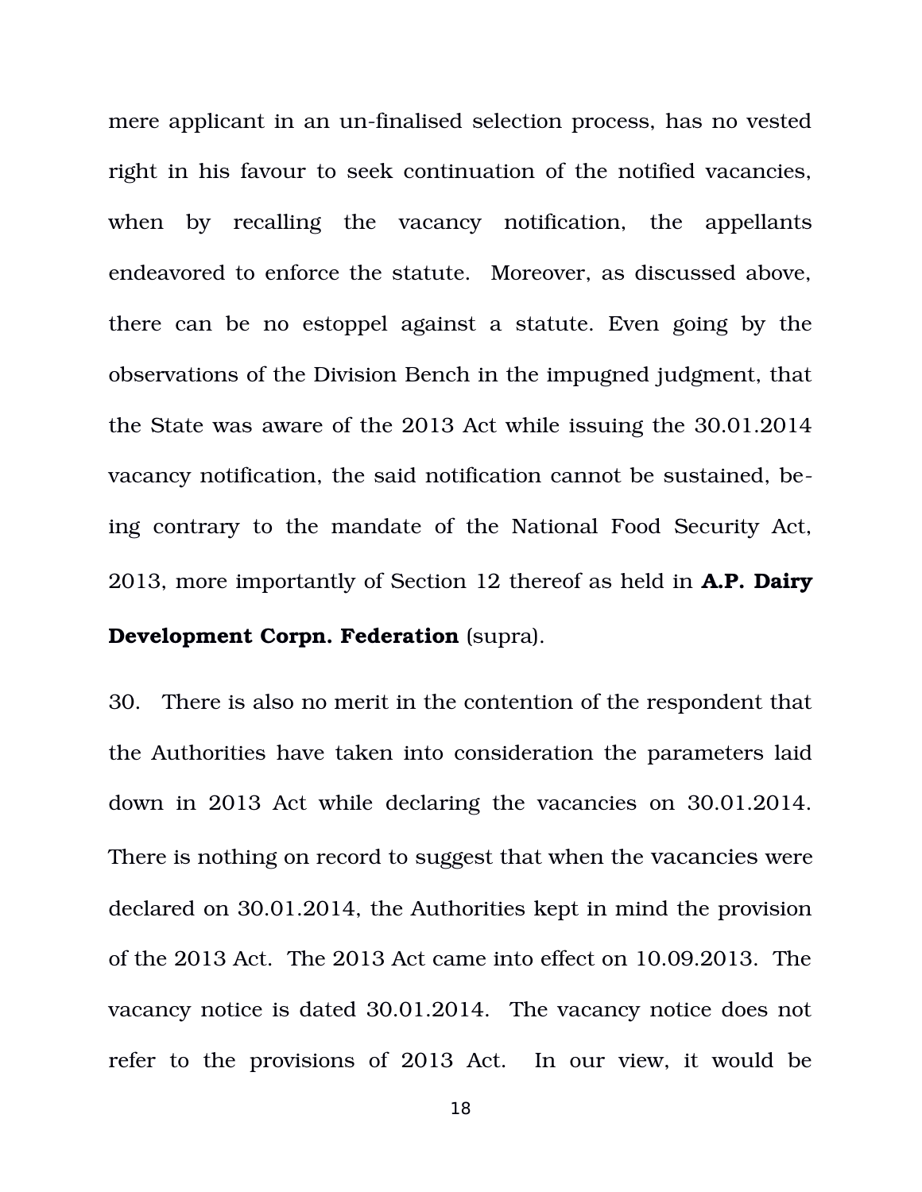mere applicant in an un-finalised selection process, has no vested right in his favour to seek continuation of the notified vacancies, when by recalling the vacancy notification, the appellants endeavored to enforce the statute. Moreover, as discussed above, there can be no estoppel against a statute. Even going by the observations of the Division Bench in the impugned judgment, that the State was aware of the 2013 Act while issuing the 30.01.2014 vacancy notification, the said notification cannot be sustained, being contrary to the mandate of the National Food Security Act, 2013, more importantly of Section 12 thereof as held in **A.P. Dairy Development Corpn. Federation** (supra).

30. There is also no merit in the contention of the respondent that the Authorities have taken into consideration the parameters laid down in 2013 Act while declaring the vacancies on 30.01.2014. There is nothing on record to suggest that when the vacancies were declared on 30.01.2014, the Authorities kept in mind the provision of the 2013 Act. The 2013 Act came into effect on 10.09.2013. The vacancy notice is dated 30.01.2014. The vacancy notice does not refer to the provisions of 2013 Act. In our view, it would be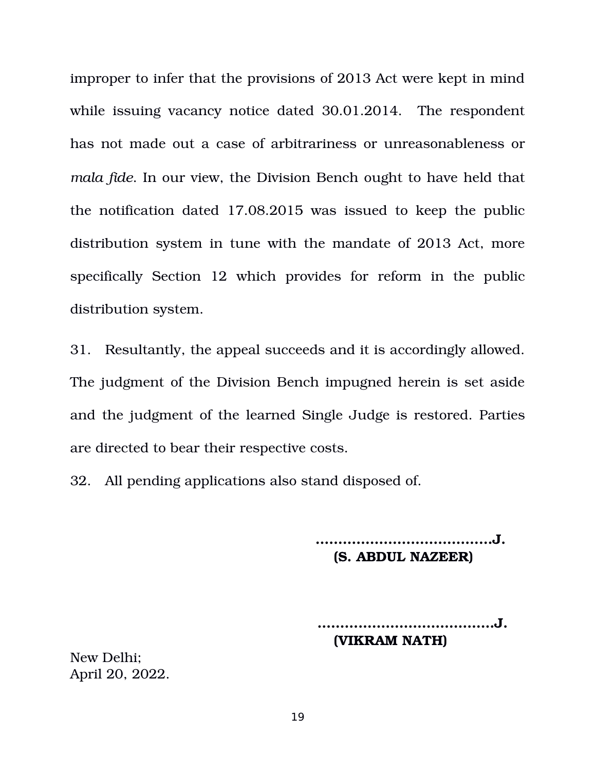improper to infer that the provisions of 2013 Act were kept in mind while issuing vacancy notice dated 30.01.2014. The respondent has not made out a case of arbitrariness or unreasonableness or *mala fide*. In our view, the Division Bench ought to have held that the notification dated 17.08.2015 was issued to keep the public distribution system in tune with the mandate of 2013 Act, more specifically Section 12 which provides for reform in the public distribution system.

31. Resultantly, the appeal succeeds and it is accordingly allowed. The judgment of the Division Bench impugned herein is set aside and the judgment of the learned Single Judge is restored. Parties are directed to bear their respective costs.

32. All pending applications also stand disposed of.

**…………………………………J.**
**(S. ABDUL NAZEER)**

**…………………………………J.**
**(VIKRAM NATH)**

New Delhi;
April 20, 2022.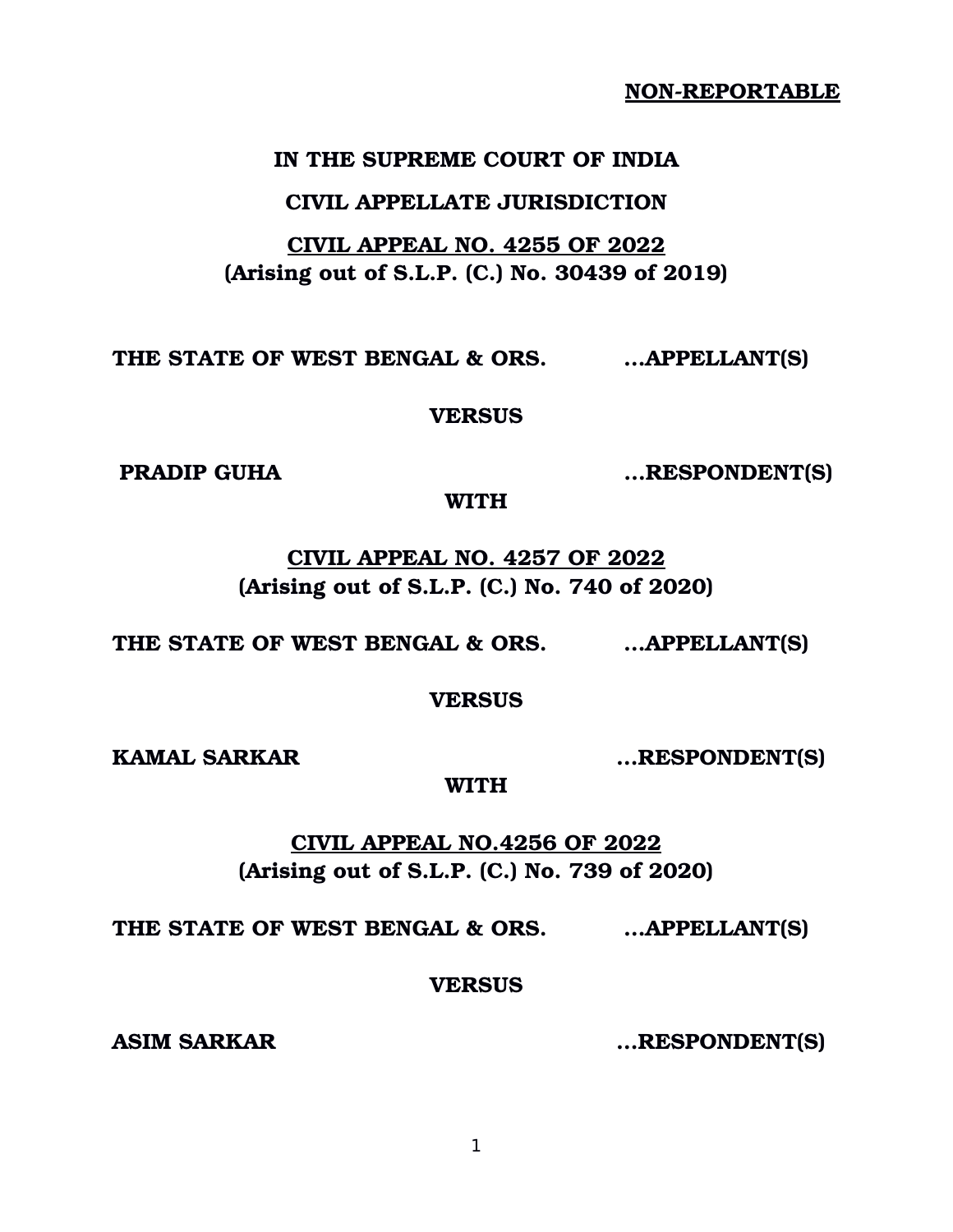**NON-REPORTABLE**

**IN THE SUPREME COURT OF INDIA**

**CIVIL APPELLATE JURISDICTION**

**CIVIL APPEAL NO. 4255 OF 2022**
**(Arising out of S.L.P. (C.) No. 30439 of 2019)**

**THE STATE OF WEST BENGAL & ORS. ...APPELLANT(S)**

**VERSUS**

**PRADIP GUHA ...RESPONDENT(S)**

**WITH**

**CIVIL APPEAL NO. 4257 OF 2022**
**(Arising out of S.L.P. (C.) No. 740 of 2020)**

**THE STATE OF WEST BENGAL & ORS. ...APPELLANT(S)**

**VERSUS**

**KAMAL SARKAR ...RESPONDENT(S)**

**WITH**

**CIVIL APPEAL NO.4256 OF 2022**
**(Arising out of S.L.P. (C.) No. 739 of 2020)**

**THE STATE OF WEST BENGAL & ORS. ...APPELLANT(S)**

**VERSUS**

**ASIM SARKAR ...RESPONDENT(S)**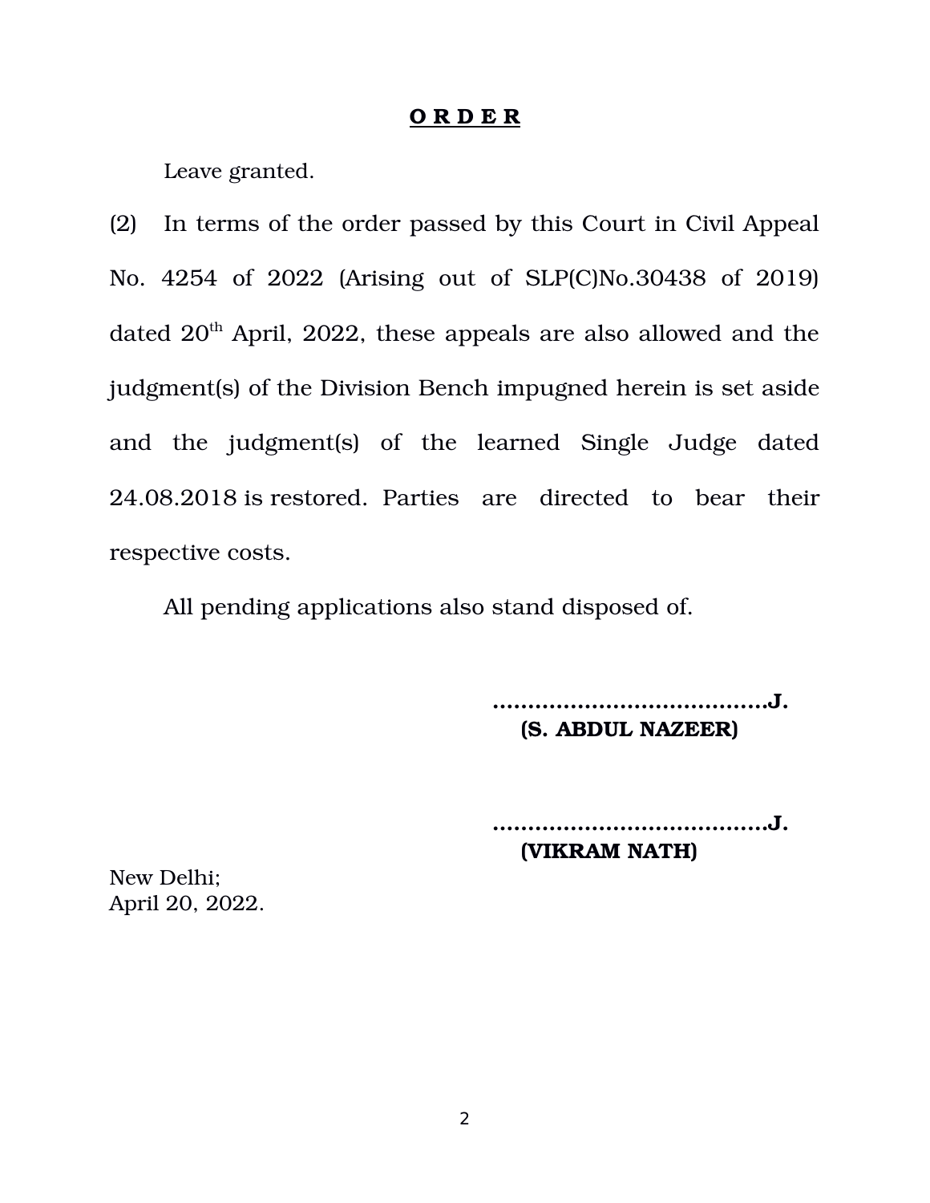**<u>O R D E R</u>**

Leave granted.

(2) In terms of the order passed by this Court in Civil Appeal No. 4254 of 2022 (Arising out of SLP(C)No.30438 of 2019) dated 20th April, 2022, these appeals are also allowed and the judgment(s) of the Division Bench impugned herein is set aside and the judgment(s) of the learned Single Judge dated 24.08.2018 is restored. Parties are directed to bear their respective costs.

All pending applications also stand disposed of.

**…………………………………J.**
**(S. ABDUL NAZEER)**

**…………………………………J.**
**(VIKRAM NATH)**

New Delhi;
April 20, 2022.